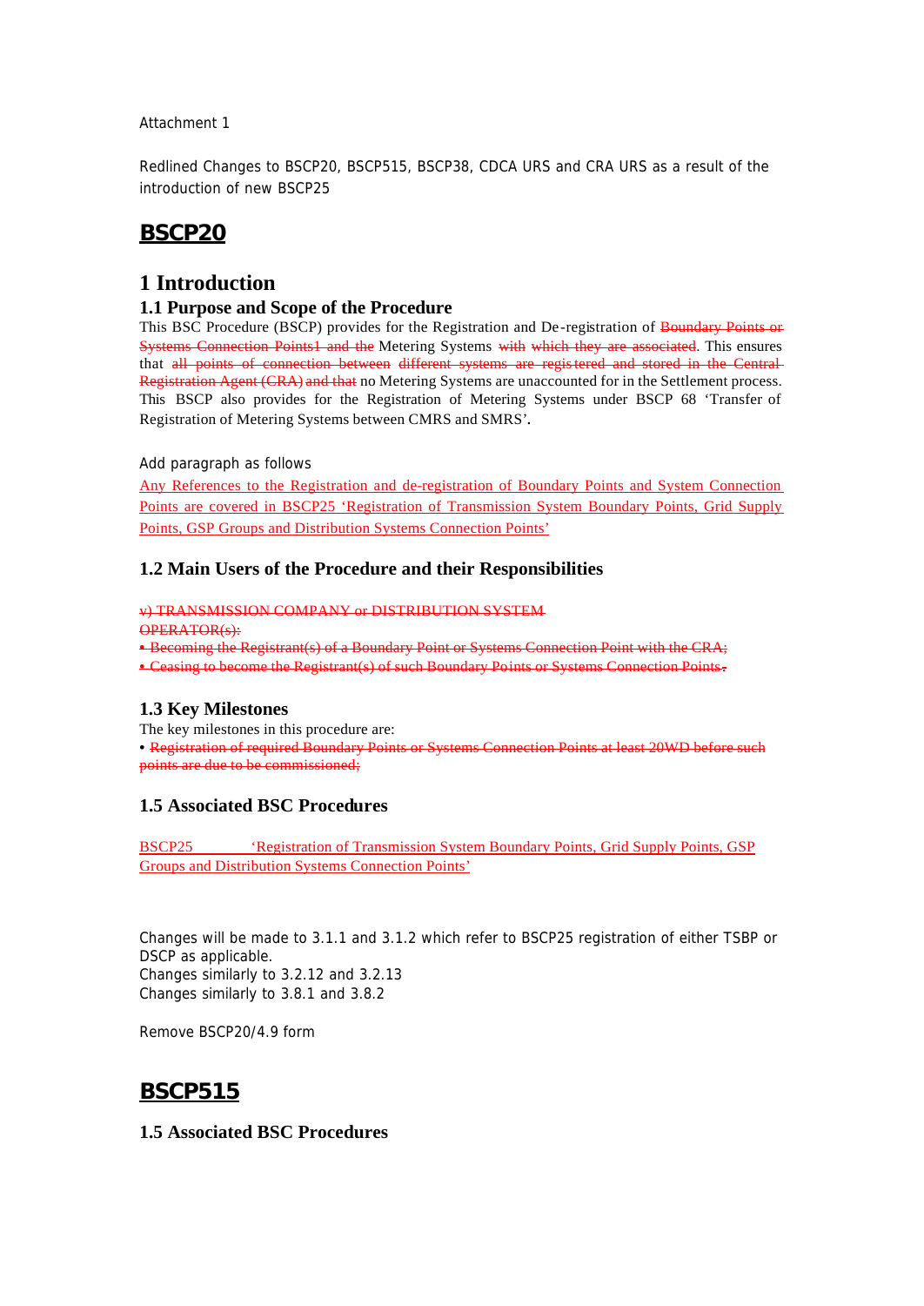Attachment 1

Redlined Changes to BSCP20, BSCP515, BSCP38, CDCA URS and CRA URS as a result of the introduction of new BSCP25

# BSCP20

## 1 Introduction

### 1.1 Purpose and Scope of the Procedure

This BSC Procedure (BSCP) provides for the Registration and De-registration of ~~Boundary Points or Systems Connection Points1 and the~~ Metering Systems ~~with which they are associated~~. This ensures that ~~all points of connection between different systems are registered and stored in the Central Registration Agent (CRA) and that~~ no Metering Systems are unaccounted for in the Settlement process. This BSCP also provides for the Registration of Metering Systems under BSCP 68 'Transfer of Registration of Metering Systems between CMRS and SMRS'.

Add paragraph as follows

Any References to the Registration and de-registration of Boundary Points and System Connection Points are covered in BSCP25 'Registration of Transmission System Boundary Points, Grid Supply Points, GSP Groups and Distribution Systems Connection Points'

### 1.2 Main Users of the Procedure and their Responsibilities

~~v) TRANSMISSION COMPANY or DISTRIBUTION SYSTEM OPERATOR(s):~~

~~• Becoming the Registrant(s) of a Boundary Point or Systems Connection Point with the CRA;~~

~~• Ceasing to become the Registrant(s) of such Boundary Points or Systems Connection Points.~~

### 1.3 Key Milestones

The key milestones in this procedure are:

• ~~Registration of required Boundary Points or Systems Connection Points at least 20WD before such points are due to be commissioned;~~

### 1.5 Associated BSC Procedures

BSCP25 'Registration of Transmission System Boundary Points, Grid Supply Points, GSP Groups and Distribution Systems Connection Points'

Changes will be made to 3.1.1 and 3.1.2 which refer to BSCP25 registration of either TSBP or DSCP as applicable.
Changes similarly to 3.2.12 and 3.2.13
Changes similarly to 3.8.1 and 3.8.2

Remove BSCP20/4.9 form

# BSCP515

### 1.5 Associated BSC Procedures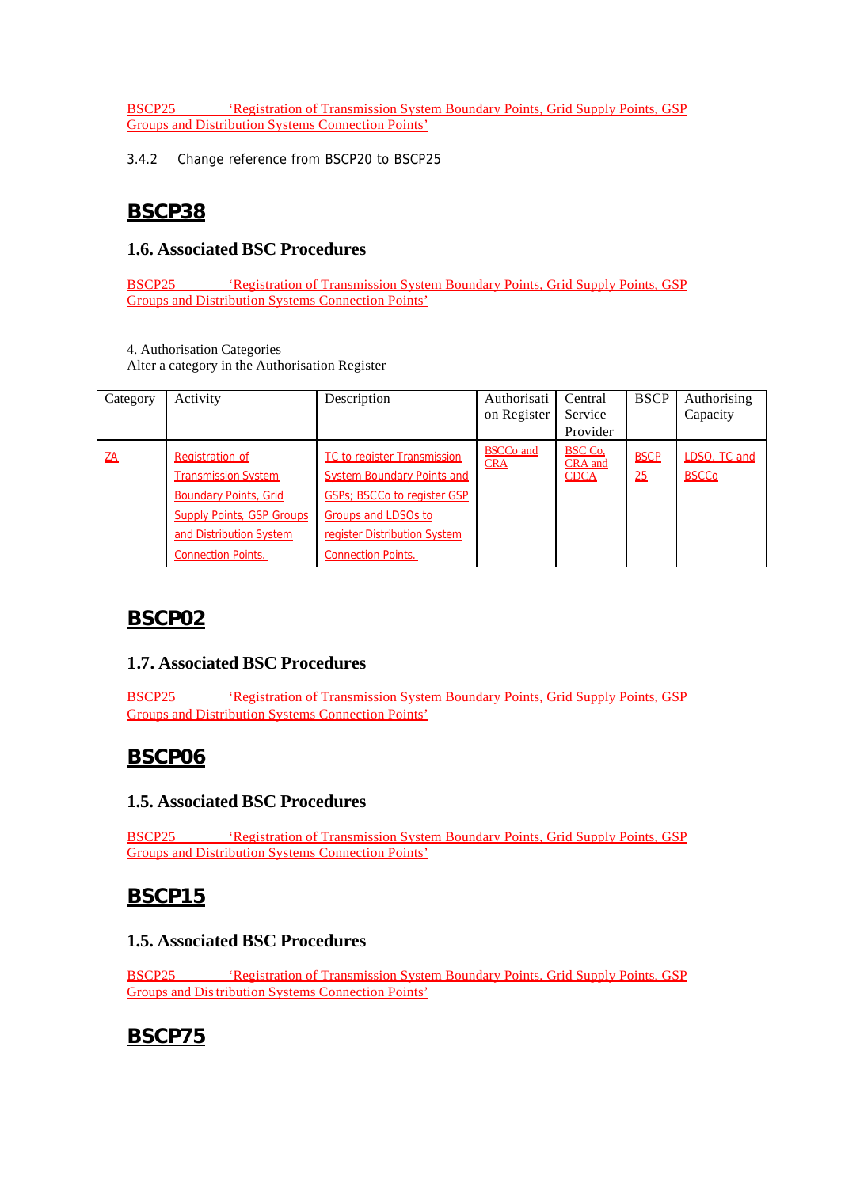BSCP25 ‘Registration of Transmission System Boundary Points, Grid Supply Points, GSP Groups and Distribution Systems Connection Points’

3.4.2 Change reference from BSCP20 to BSCP25

# BSCP38

## 1.6. Associated BSC Procedures

BSCP25 ‘Registration of Transmission System Boundary Points, Grid Supply Points, GSP Groups and Distribution Systems Connection Points’

4. Authorisation Categories
Alter a category in the Authorisation Register

| Category | Activity | Description | Authorisation Register | Central Service Provider | BSCP | Authorising Capacity |
|---|---|---|---|---|---|---|
| ZA | Registration of Transmission System Boundary Points, Grid Supply Points, GSP Groups and Distribution System Connection Points. | TC to register Transmission System Boundary Points and GSPs; BSCCo to register GSP Groups and LDSOs to register Distribution System Connection Points. | BSCCo and CRA | BSC Co, CRA and CDCA | BSCP 25 | LDSO, TC and BSCCo |

# BSCP02

## 1.7. Associated BSC Procedures

BSCP25 ‘Registration of Transmission System Boundary Points, Grid Supply Points, GSP Groups and Distribution Systems Connection Points’

# BSCP06

## 1.5. Associated BSC Procedures

BSCP25 ‘Registration of Transmission System Boundary Points, Grid Supply Points, GSP Groups and Distribution Systems Connection Points’

# BSCP15

## 1.5. Associated BSC Procedures

BSCP25 ‘Registration of Transmission System Boundary Points, Grid Supply Points, GSP Groups and Distribution Systems Connection Points’

# BSCP75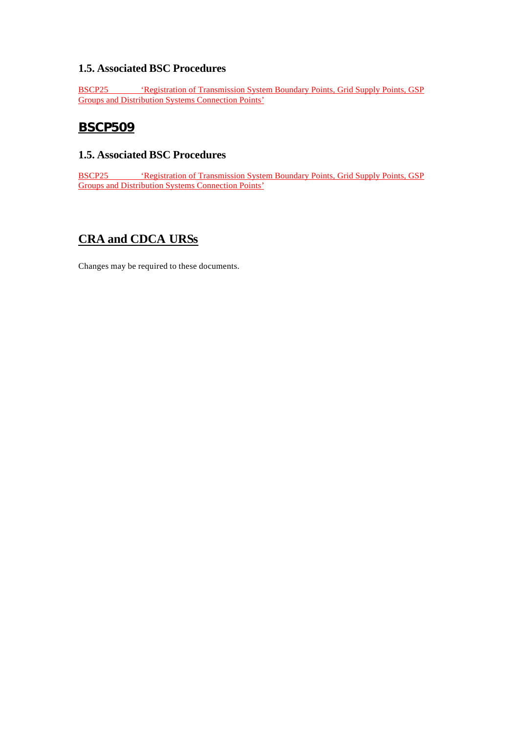### 1.5. Associated BSC Procedures

BSCP25 'Registration of Transmission System Boundary Points, Grid Supply Points, GSP Groups and Distribution Systems Connection Points'

## BSCP509

### 1.5. Associated BSC Procedures

BSCP25 'Registration of Transmission System Boundary Points, Grid Supply Points, GSP Groups and Distribution Systems Connection Points'

## CRA and CDCA URSs

Changes may be required to these documents.